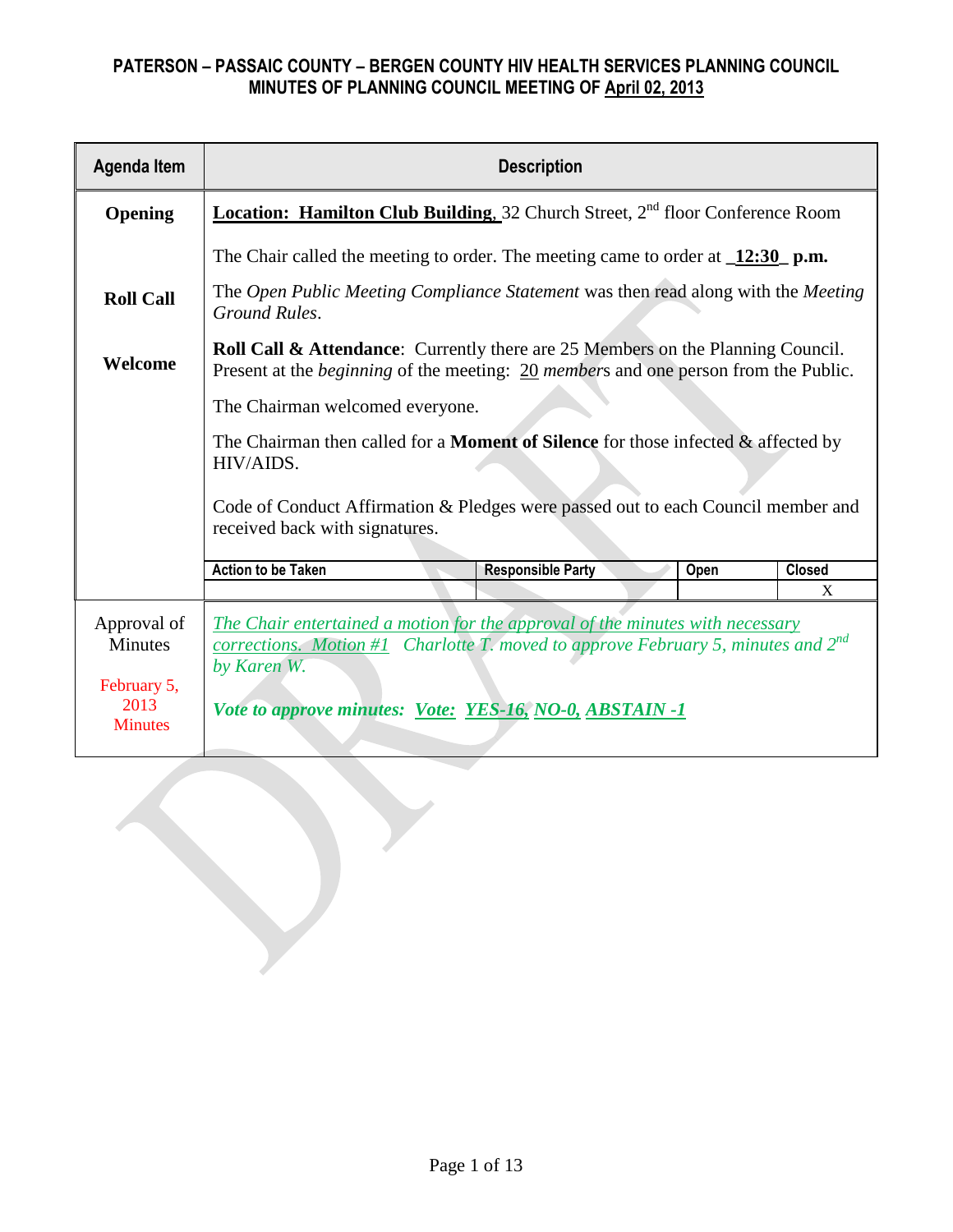**PATERSON – PASSAIC COUNTY – BERGEN COUNTY HIV HEALTH SERVICES PLANNING COUNCIL**
**MINUTES OF PLANNING COUNCIL MEETING OF April 02, 2013**

| Agenda Item | Description | | | |
|---|---|---|---|---|
| **Opening**<br><br>**Roll Call**<br><br>**Welcome** | **Location: Hamilton Club Building,** 32 Church Street, 2nd floor Conference Room<br><br>The Chair called the meeting to order. The meeting came to order at **_12:30_ p.m.**<br><br>The *Open Public Meeting Compliance Statement* was then read along with the *Meeting Ground Rules*.<br><br>**Roll Call & Attendance**: Currently there are 25 Members on the Planning Council. Present at the *beginning* of the meeting: 20 *members* and one person from the Public.<br><br>The Chairman welcomed everyone.<br><br>The Chairman then called for a **Moment of Silence** for those infected & affected by HIV/AIDS.<br><br>Code of Conduct Affirmation & Pledges were passed out to each Council member and received back with signatures. | | | |
| | **Action to be Taken** | **Responsible Party** | **Open** | **Closed** |
| | | | | X |
| Approval of Minutes<br><br>February 5, 2013 Minutes | *The Chair entertained a motion for the approval of the minutes with necessary corrections. Motion #1 Charlotte T. moved to approve February 5, minutes and 2nd by Karen W.*<br><br>***Vote to approve minutes: Vote: YES-16, NO-0, ABSTAIN -1*** | | | |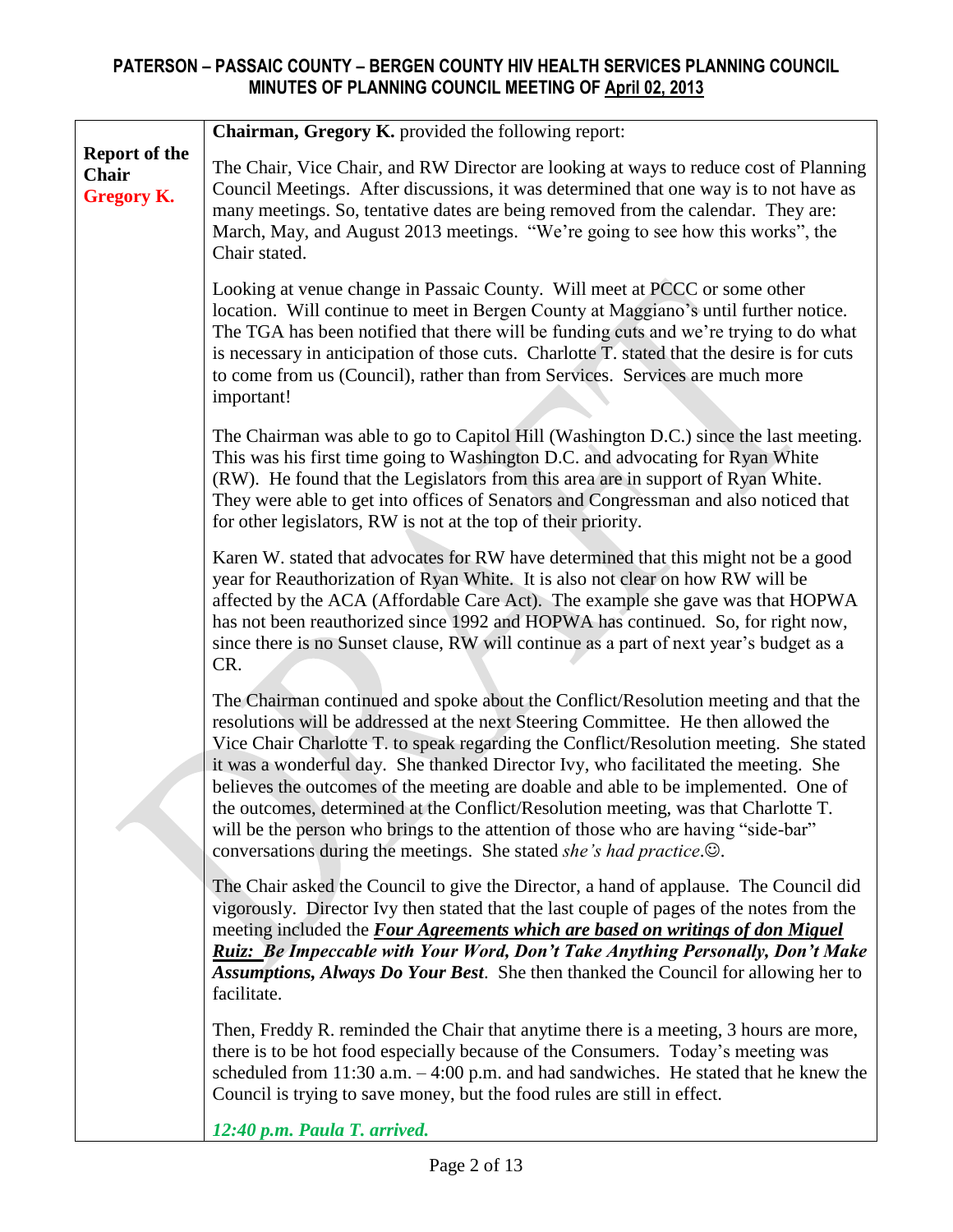# PATERSON – PASSAIC COUNTY – BERGEN COUNTY HIV HEALTH SERVICES PLANNING COUNCIL
## MINUTES OF PLANNING COUNCIL MEETING OF April 02, 2013

| | |
|---|---|
| **Report of the Chair** **Gregory K.** | **Chairman, Gregory K.** provided the following report:<br><br>The Chair, Vice Chair, and RW Director are looking at ways to reduce cost of Planning Council Meetings. After discussions, it was determined that one way is to not have as many meetings. So, tentative dates are being removed from the calendar. They are: March, May, and August 2013 meetings. "We're going to see how this works", the Chair stated.<br><br>Looking at venue change in Passaic County. Will meet at PCCC or some other location. Will continue to meet in Bergen County at Maggiano's until further notice. The TGA has been notified that there will be funding cuts and we're trying to do what is necessary in anticipation of those cuts. Charlotte T. stated that the desire is for cuts to come from us (Council), rather than from Services. Services are much more important!<br><br>The Chairman was able to go to Capitol Hill (Washington D.C.) since the last meeting. This was his first time going to Washington D.C. and advocating for Ryan White (RW). He found that the Legislators from this area are in support of Ryan White. They were able to get into offices of Senators and Congressman and also noticed that for other legislators, RW is not at the top of their priority.<br><br>Karen W. stated that advocates for RW have determined that this might not be a good year for Reauthorization of Ryan White. It is also not clear on how RW will be affected by the ACA (Affordable Care Act). The example she gave was that HOPWA has not been reauthorized since 1992 and HOPWA has continued. So, for right now, since there is no Sunset clause, RW will continue as a part of next year's budget as a CR.<br><br>The Chairman continued and spoke about the Conflict/Resolution meeting and that the resolutions will be addressed at the next Steering Committee. He then allowed the Vice Chair Charlotte T. to speak regarding the Conflict/Resolution meeting. She stated it was a wonderful day. She thanked Director Ivy, who facilitated the meeting. She believes the outcomes of the meeting are doable and able to be implemented. One of the outcomes, determined at the Conflict/Resolution meeting, was that Charlotte T. will be the person who brings to the attention of those who are having "side-bar" conversations during the meetings. She stated *she's had practice*.☺.<br><br>The Chair asked the Council to give the Director, a hand of applause. The Council did vigorously. Director Ivy then stated that the last couple of pages of the notes from the meeting included the ***Four Agreements which are based on writings of don Miguel Ruiz: Be Impeccable with Your Word, Don't Take Anything Personally, Don't Make Assumptions, Always Do Your Best***. She then thanked the Council for allowing her to facilitate.<br><br>Then, Freddy R. reminded the Chair that anytime there is a meeting, 3 hours are more, there is to be hot food especially because of the Consumers. Today's meeting was scheduled from 11:30 a.m. – 4:00 p.m. and had sandwiches. He stated that he knew the Council is trying to save money, but the food rules are still in effect.<br><br>***12:40 p.m. Paula T. arrived.*** |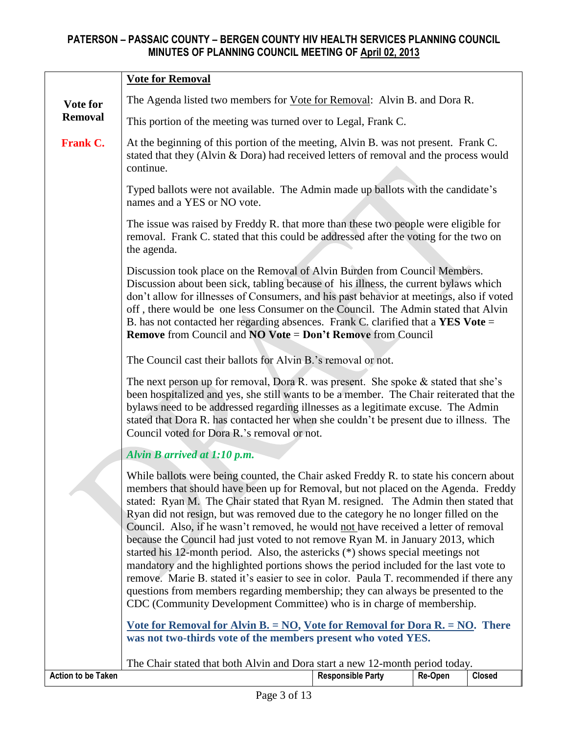# PATERSON – PASSAIC COUNTY – BERGEN COUNTY HIV HEALTH SERVICES PLANNING COUNCIL
## MINUTES OF PLANNING COUNCIL MEETING OF April 02, 2013

| | |
|---|---|
| **Vote for Removal**<br><br>**Frank C.** | **Vote for Removal**<br><br>The Agenda listed two members for Vote for Removal: Alvin B. and Dora R.<br><br>This portion of the meeting was turned over to Legal, Frank C.<br><br>At the beginning of this portion of the meeting, Alvin B. was not present. Frank C. stated that they (Alvin & Dora) had received letters of removal and the process would continue.<br><br>Typed ballots were not available. The Admin made up ballots with the candidate's names and a YES or NO vote.<br><br>The issue was raised by Freddy R. that more than these two people were eligible for removal. Frank C. stated that this could be addressed after the voting for the two on the agenda.<br><br>Discussion took place on the Removal of Alvin Burden from Council Members. Discussion about been sick, tabling because of his illness, the current bylaws which don't allow for illnesses of Consumers, and his past behavior at meetings, also if voted off , there would be one less Consumer on the Council. The Admin stated that Alvin B. has not contacted her regarding absences. Frank C. clarified that a **YES Vote** = **Remove** from Council and **NO Vote** = **Don't Remove** from Council<br><br>The Council cast their ballots for Alvin B.'s removal or not.<br><br>The next person up for removal, Dora R. was present. She spoke & stated that she's been hospitalized and yes, she still wants to be a member. The Chair reiterated that the bylaws need to be addressed regarding illnesses as a legitimate excuse. The Admin stated that Dora R. has contacted her when she couldn't be present due to illness. The Council voted for Dora R.'s removal or not.<br><br>***Alvin B arrived at 1:10 p.m.***<br><br>While ballots were being counted, the Chair asked Freddy R. to state his concern about members that should have been up for Removal, but not placed on the Agenda. Freddy stated: Ryan M. The Chair stated that Ryan M. resigned. The Admin then stated that Ryan did not resign, but was removed due to the category he no longer filled on the Council. Also, if he wasn't removed, he would not have received a letter of removal because the Council had just voted to not remove Ryan M. in January 2013, which started his 12-month period. Also, the astericks (*) shows special meetings not mandatory and the highlighted portions shows the period included for the last vote to remove. Marie B. stated it's easier to see in color. Paula T. recommended if there any questions from members regarding membership; they can always be presented to the CDC (Community Development Committee) who is in charge of membership.<br><br>**Vote for Removal for Alvin B. = NO, Vote for Removal for Dora R. = NO. There was not two-thirds vote of the members present who voted YES.**<br><br>The Chair stated that both Alvin and Dora start a new 12-month period today. |

| Action to be Taken | Responsible Party | Re-Open | Closed |
|---|---|---|---|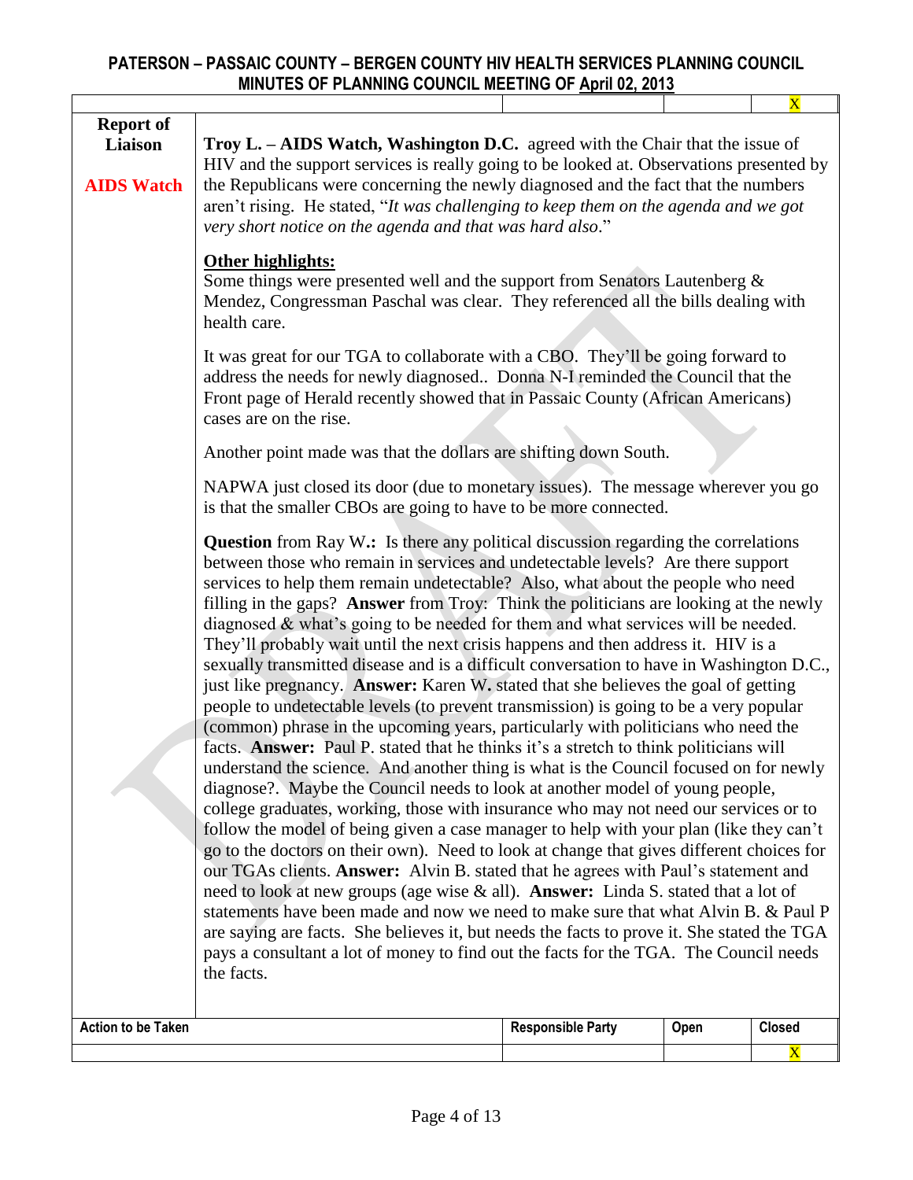# PATERSON – PASSAIC COUNTY – BERGEN COUNTY HIV HEALTH SERVICES PLANNING COUNCIL
## MINUTES OF PLANNING COUNCIL MEETING OF April 02, 2013

| | | | | X |
|---|---|---|---|---|

| | |
|---|---|
| **Report of Liaison**<br><br>**AIDS Watch** | **Troy L. – AIDS Watch, Washington D.C.** agreed with the Chair that the issue of HIV and the support services is really going to be looked at. Observations presented by the Republicans were concerning the newly diagnosed and the fact that the numbers aren't rising. He stated, "*It was challenging to keep them on the agenda and we got very short notice on the agenda and that was hard also*."<br><br>**Other highlights:**<br>Some things were presented well and the support from Senators Lautenberg & Mendez, Congressman Paschal was clear. They referenced all the bills dealing with health care.<br><br>It was great for our TGA to collaborate with a CBO. They'll be going forward to address the needs for newly diagnosed.. Donna N-I reminded the Council that the Front page of Herald recently showed that in Passaic County (African Americans) cases are on the rise.<br><br>Another point made was that the dollars are shifting down South.<br><br>NAPWA just closed its door (due to monetary issues). The message wherever you go is that the smaller CBOs are going to have to be more connected.<br><br>**Question** from Ray W.: Is there any political discussion regarding the correlations between those who remain in services and undetectable levels? Are there support services to help them remain undetectable? Also, what about the people who need filling in the gaps? **Answer** from Troy: Think the politicians are looking at the newly diagnosed & what's going to be needed for them and what services will be needed. They'll probably wait until the next crisis happens and then address it. HIV is a sexually transmitted disease and is a difficult conversation to have in Washington D.C., just like pregnancy. **Answer:** Karen W. stated that she believes the goal of getting people to undetectable levels (to prevent transmission) is going to be a very popular (common) phrase in the upcoming years, particularly with politicians who need the facts. **Answer:** Paul P. stated that he thinks it's a stretch to think politicians will understand the science. And another thing is what is the Council focused on for newly diagnose?. Maybe the Council needs to look at another model of young people, college graduates, working, those with insurance who may not need our services or to follow the model of being given a case manager to help with your plan (like they can't go to the doctors on their own). Need to look at change that gives different choices for our TGAs clients. **Answer:** Alvin B. stated that he agrees with Paul's statement and need to look at new groups (age wise & all). **Answer:** Linda S. stated that a lot of statements have been made and now we need to make sure that what Alvin B. & Paul P are saying are facts. She believes it, but needs the facts to prove it. She stated the TGA pays a consultant a lot of money to find out the facts for the TGA. The Council needs the facts. |

| Action to be Taken | Responsible Party | Open | Closed |
|---|---|---|---|
| | | | X |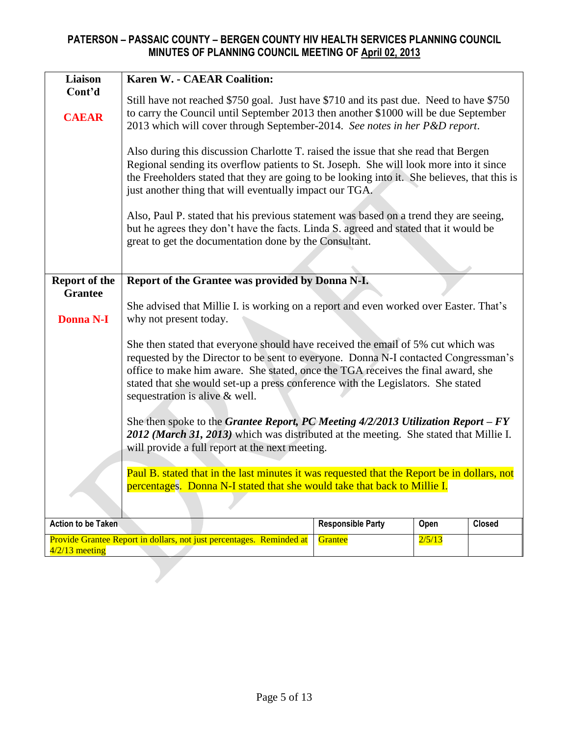**PATERSON – PASSAIC COUNTY – BERGEN COUNTY HIV HEALTH SERVICES PLANNING COUNCIL**
**MINUTES OF PLANNING COUNCIL MEETING OF April 02, 2013**

| | |
|---|---|
| **Liaison Cont'd**<br><br>**CAEAR** | **Karen W. - CAEAR Coalition:**<br><br>Still have not reached $750 goal. Just have $710 and its past due. Need to have $750 to carry the Council until September 2013 then another $1000 will be due September 2013 which will cover through September-2014. *See notes in her P&D report*.<br><br>Also during this discussion Charlotte T. raised the issue that she read that Bergen Regional sending its overflow patients to St. Joseph. She will look more into it since the Freeholders stated that they are going to be looking into it. She believes, that this is just another thing that will eventually impact our TGA.<br><br>Also, Paul P. stated that his previous statement was based on a trend they are seeing, but he agrees they don't have the facts. Linda S. agreed and stated that it would be great to get the documentation done by the Consultant. |
| **Report of the Grantee**<br><br>**Donna N-I** | **Report of the Grantee was provided by Donna N-I.**<br><br>She advised that Millie I. is working on a report and even worked over Easter. That's why not present today.<br><br>She then stated that everyone should have received the email of 5% cut which was requested by the Director to be sent to everyone. Donna N-I contacted Congressman's office to make him aware. She stated, once the TGA receives the final award, she stated that she would set-up a press conference with the Legislators. She stated sequestration is alive & well.<br><br>She then spoke to the ***Grantee Report, PC Meeting 4/2/2013 Utilization Report – FY 2012 (March 31, 2013)*** which was distributed at the meeting. She stated that Millie I. will provide a full report at the next meeting.<br><br>Paul B. stated that in the last minutes it was requested that the Report be in dollars, not percentages. Donna N-I stated that she would take that back to Millie I. |

| Action to be Taken | Responsible Party | Open | Closed |
|---|---|---|---|
| Provide Grantee Report in dollars, not just percentages. Reminded at 4/2/13 meeting | Grantee | 2/5/13 | |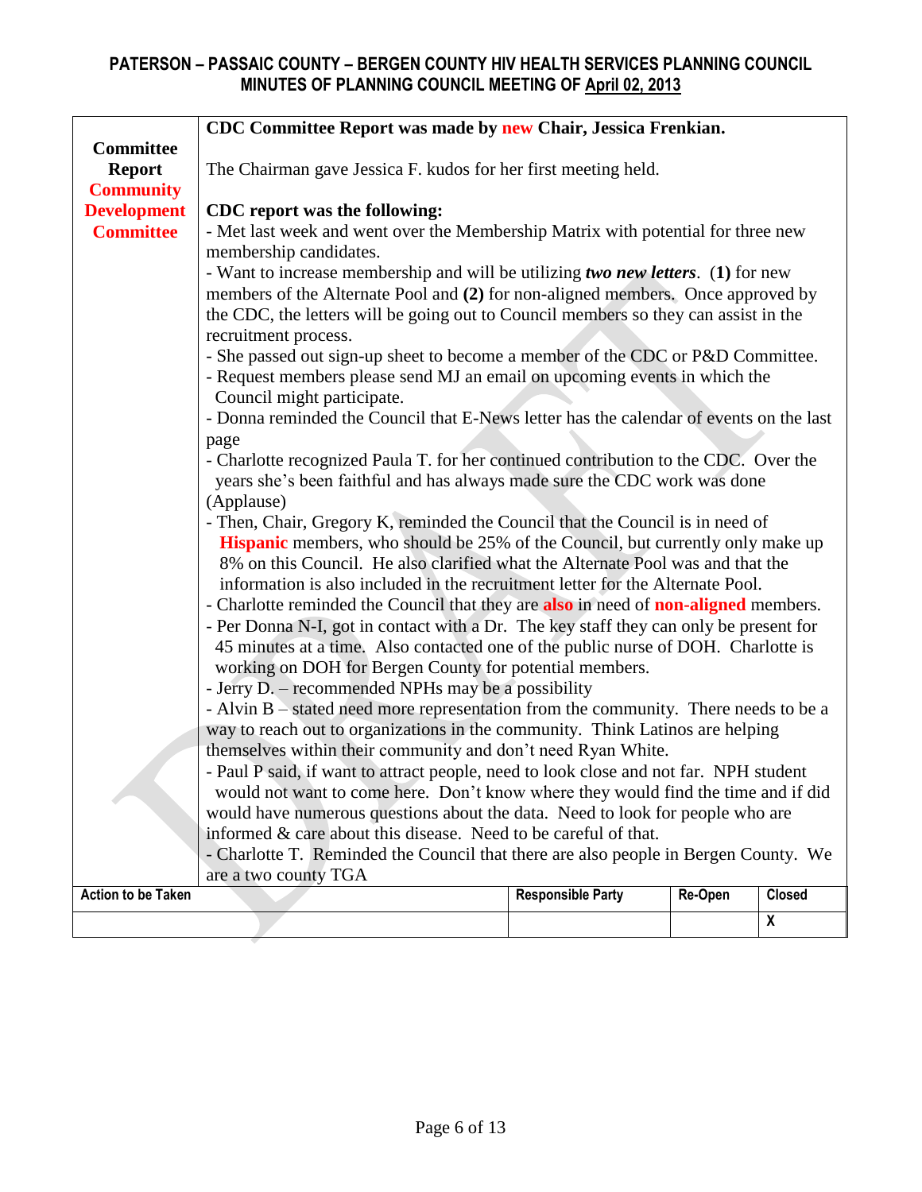# PATERSON – PASSAIC COUNTY – BERGEN COUNTY HIV HEALTH SERVICES PLANNING COUNCIL
## MINUTES OF PLANNING COUNCIL MEETING OF April 02, 2013

| **Committee Report Community Development Committee** | **CDC Committee Report was made by new Chair, Jessica Frenkian.**<br><br>The Chairman gave Jessica F. kudos for her first meeting held.<br><br>**CDC report was the following:**<br>- Met last week and went over the Membership Matrix with potential for three new membership candidates.<br>- Want to increase membership and will be utilizing ***two new letters***. **(1)** for new members of the Alternate Pool and **(2)** for non-aligned members. Once approved by the CDC, the letters will be going out to Council members so they can assist in the recruitment process.<br>- She passed out sign-up sheet to become a member of the CDC or P&D Committee.<br>- Request members please send MJ an email on upcoming events in which the Council might participate.<br>- Donna reminded the Council that E-News letter has the calendar of events on the last page<br>- Charlotte recognized Paula T. for her continued contribution to the CDC. Over the years she's been faithful and has always made sure the CDC work was done (Applause)<br>- Then, Chair, Gregory K, reminded the Council that the Council is in need of **Hispanic** members, who should be 25% of the Council, but currently only make up 8% on this Council. He also clarified what the Alternate Pool was and that the information is also included in the recruitment letter for the Alternate Pool.<br>- Charlotte reminded the Council that they are **also** in need of **non-aligned** members.<br>- Per Donna N-I, got in contact with a Dr. The key staff they can only be present for 45 minutes at a time. Also contacted one of the public nurse of DOH. Charlotte is working on DOH for Bergen County for potential members.<br>- Jerry D. – recommended NPHs may be a possibility<br>- Alvin B – stated need more representation from the community. There needs to be a way to reach out to organizations in the community. Think Latinos are helping themselves within their community and don't need Ryan White.<br>- Paul P said, if want to attract people, need to look close and not far. NPH student would not want to come here. Don't know where they would find the time and if did would have numerous questions about the data. Need to look for people who are informed & care about this disease. Need to be careful of that.<br>- Charlotte T. Reminded the Council that there are also people in Bergen County. We are a two county TGA | | | |

| Action to be Taken | Responsible Party | Re-Open | Closed |
|---|---|---|---|
| | | | X |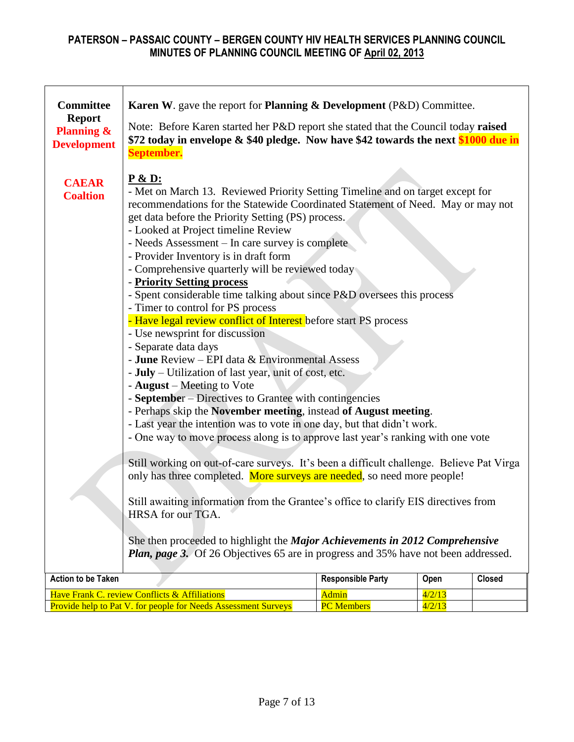## PATERSON – PASSAIC COUNTY – BERGEN COUNTY HIV HEALTH SERVICES PLANNING COUNCIL
## MINUTES OF PLANNING COUNCIL MEETING OF April 02, 2013

| | |
|---|---|
| **Committee Report** **Planning & Development** | **Karen W**. gave the report for **Planning & Development** (P&D) Committee. |
| | Note: Before Karen started her P&D report she stated that the Council today **raised $72 today in envelope & $40 pledge. Now have $42 towards the next $1000 due in September.** |
| **CAEAR Coaltion** | **P & D:** |
| | - Met on March 13. Reviewed Priority Setting Timeline and on target except for recommendations for the Statewide Coordinated Statement of Need. May or may not get data before the Priority Setting (PS) process. |
| | - Looked at Project timeline Review |
| | - Needs Assessment – In care survey is complete |
| | - Provider Inventory is in draft form |
| | - Comprehensive quarterly will be reviewed today |
| | - **Priority Setting process** |
| | - Spent considerable time talking about since P&D oversees this process |
| | - Timer to control for PS process |
| | - Have legal review conflict of Interest before start PS process |
| | - Use newsprint for discussion |
| | - Separate data days |
| | - **June** Review – EPI data & Environmental Assess |
| | - **July** – Utilization of last year, unit of cost, etc. |
| | - **August** – Meeting to Vote |
| | - **September** – Directives to Grantee with contingencies |
| | - Perhaps skip the **November meeting**, instead **of August meeting**. |
| | - Last year the intention was to vote in one day, but that didn't work. |
| | - One way to move process along is to approve last year's ranking with one vote |
| | Still working on out-of-care surveys. It's been a difficult challenge. Believe Pat Virga only has three completed. More surveys are needed, so need more people! |
| | Still awaiting information from the Grantee's office to clarify EIS directives from HRSA for our TGA. |
| | She then proceeded to highlight the ***Major Achievements in 2012 Comprehensive Plan, page 3.*** Of 26 Objectives 65 are in progress and 35% have not been addressed. |

| Action to be Taken | Responsible Party | Open | Closed |
|---|---|---|---|
| Have Frank C. review Conflicts & Affiliations | Admin | 4/2/13 | |
| Provide help to Pat V. for people for Needs Assessment Surveys | PC Members | 4/2/13 | |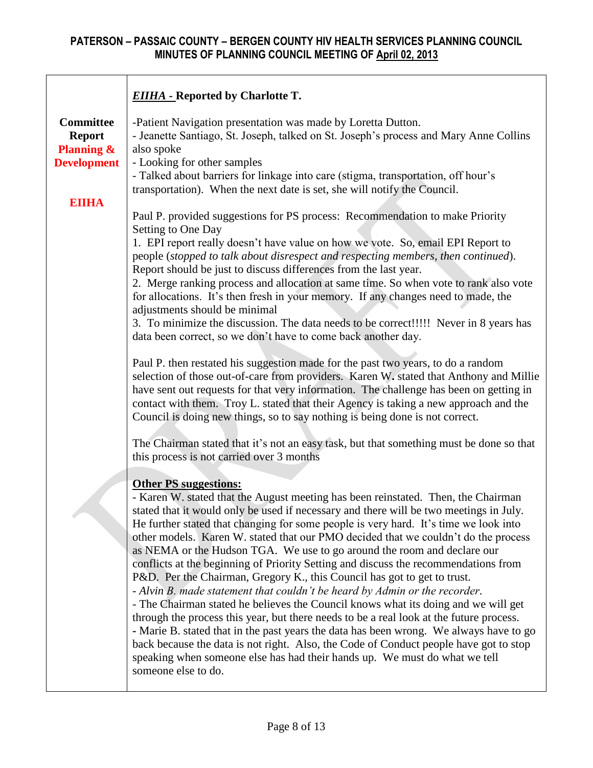# PATERSON – PASSAIC COUNTY – BERGEN COUNTY HIV HEALTH SERVICES PLANNING COUNCIL
## MINUTES OF PLANNING COUNCIL MEETING OF April 02, 2013

| | |
|---|---|
| **Committee Report Planning & Development**<br><br>**EIIHA** | ***EIIHA*** **- Reported by Charlotte T.**<br><br>-Patient Navigation presentation was made by Loretta Dutton.<br>- Jeanette Santiago, St. Joseph, talked on St. Joseph's process and Mary Anne Collins also spoke<br>- Looking for other samples<br>- Talked about barriers for linkage into care (stigma, transportation, off hour's transportation). When the next date is set, she will notify the Council.<br><br>Paul P. provided suggestions for PS process: Recommendation to make Priority Setting to One Day<br>1. EPI report really doesn't have value on how we vote. So, email EPI Report to people (*stopped to talk about disrespect and respecting members, then continued*). Report should be just to discuss differences from the last year.<br>2. Merge ranking process and allocation at same time. So when vote to rank also vote for allocations. It's then fresh in your memory. If any changes need to made, the adjustments should be minimal<br>3. To minimize the discussion. The data needs to be correct!!!!! Never in 8 years has data been correct, so we don't have to come back another day.<br><br>Paul P. then restated his suggestion made for the past two years, to do a random selection of those out-of-care from providers. Karen W. stated that Anthony and Millie have sent out requests for that very information. The challenge has been on getting in contact with them. Troy L. stated that their Agency is taking a new approach and the Council is doing new things, so to say nothing is being done is not correct.<br><br>The Chairman stated that it's not an easy task, but that something must be done so that this process is not carried over 3 months<br><br>**Other PS suggestions:**<br>- Karen W. stated that the August meeting has been reinstated. Then, the Chairman stated that it would only be used if necessary and there will be two meetings in July. He further stated that changing for some people is very hard. It's time we look into other models. Karen W. stated that our PMO decided that we couldn't do the process as NEMA or the Hudson TGA. We use to go around the room and declare our conflicts at the beginning of Priority Setting and discuss the recommendations from P&D. Per the Chairman, Gregory K., this Council has got to get to trust.<br>- *Alvin B. made statement that couldn't be heard by Admin or the recorder.*<br>- The Chairman stated he believes the Council knows what its doing and we will get through the process this year, but there needs to be a real look at the future process.<br>- Marie B. stated that in the past years the data has been wrong. We always have to go back because the data is not right. Also, the Code of Conduct people have got to stop speaking when someone else has had their hands up. We must do what we tell someone else to do. |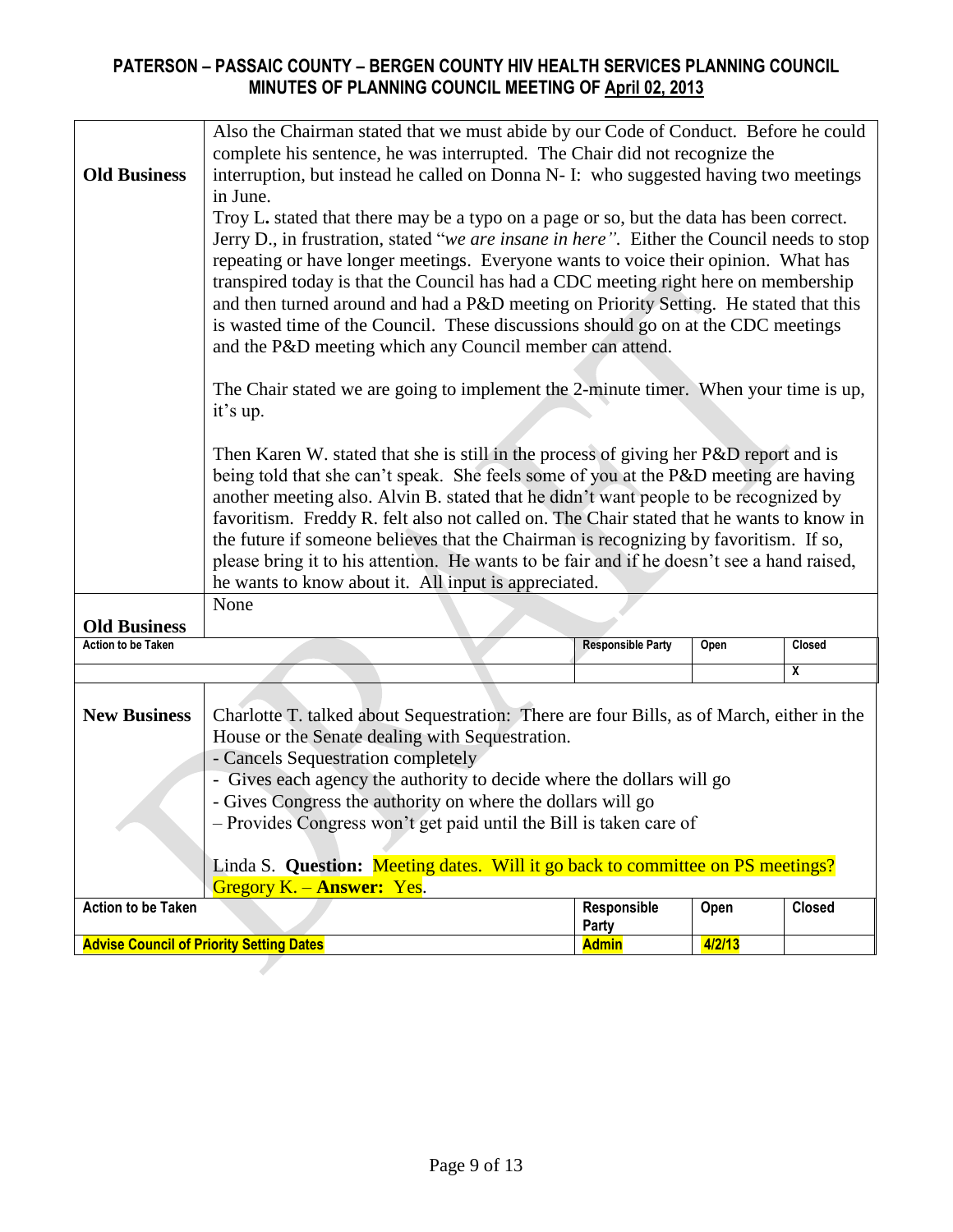# PATERSON – PASSAIC COUNTY – BERGEN COUNTY HIV HEALTH SERVICES PLANNING COUNCIL
## MINUTES OF PLANNING COUNCIL MEETING OF April 02, 2013

| | |
|---|---|
| **Old Business** | Also the Chairman stated that we must abide by our Code of Conduct. Before he could complete his sentence, he was interrupted. The Chair did not recognize the interruption, but instead he called on Donna N- I: who suggested having two meetings in June.<br>Troy L. stated that there may be a typo on a page or so, but the data has been correct. Jerry D., in frustration, stated "*we are insane in here"*. Either the Council needs to stop repeating or have longer meetings. Everyone wants to voice their opinion. What has transpired today is that the Council has had a CDC meeting right here on membership and then turned around and had a P&D meeting on Priority Setting. He stated that this is wasted time of the Council. These discussions should go on at the CDC meetings and the P&D meeting which any Council member can attend.<br><br>The Chair stated we are going to implement the 2-minute timer. When your time is up, it's up.<br><br>Then Karen W. stated that she is still in the process of giving her P&D report and is being told that she can't speak. She feels some of you at the P&D meeting are having another meeting also. Alvin B. stated that he didn't want people to be recognized by favoritism. Freddy R. felt also not called on. The Chair stated that he wants to know in the future if someone believes that the Chairman is recognizing by favoritism. If so, please bring it to his attention. He wants to be fair and if he doesn't see a hand raised, he wants to know about it. All input is appreciated. |
| **Old Business** | None |

| Action to be Taken | Responsible Party | Open | Closed |
|---|---|---|---|
| | | | X |

| | |
|---|---|
| **New Business** | Charlotte T. talked about Sequestration: There are four Bills, as of March, either in the House or the Senate dealing with Sequestration.<br>- Cancels Sequestration completely<br>- Gives each agency the authority to decide where the dollars will go<br>- Gives Congress the authority on where the dollars will go<br>– Provides Congress won't get paid until the Bill is taken care of<br><br>Linda S. **Question:** Meeting dates. Will it go back to committee on PS meetings? Gregory K. – **Answer:** Yes. |

| Action to be Taken | Responsible Party | Open | Closed |
|---|---|---|---|
| Advise Council of Priority Setting Dates | Admin | 4/2/13 | |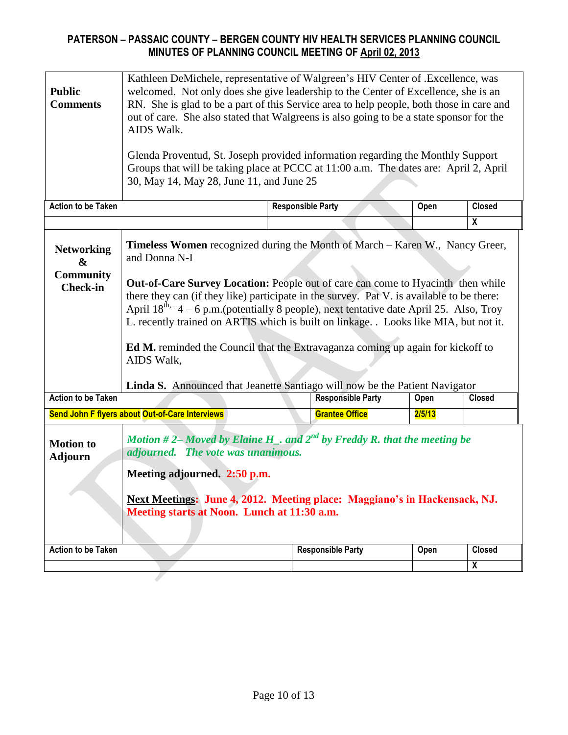## PATERSON – PASSAIC COUNTY – BERGEN COUNTY HIV HEALTH SERVICES PLANNING COUNCIL
## MINUTES OF PLANNING COUNCIL MEETING OF April 02, 2013

**Public Comments**

Kathleen DeMichele, representative of Walgreen's HIV Center of .Excellence, was welcomed. Not only does she give leadership to the Center of Excellence, she is an RN. She is glad to be a part of this Service area to help people, both those in care and out of care. She also stated that Walgreens is also going to be a state sponsor for the AIDS Walk.

Glenda Proventud, St. Joseph provided information regarding the Monthly Support Groups that will be taking place at PCCC at 11:00 a.m. The dates are: April 2, April 30, May 14, May 28, June 11, and June 25

| Action to be Taken | Responsible Party | Open | Closed |
|---|---|---|---|
| | | | X |

**Networking & Community Check-in**

**Timeless Women** recognized during the Month of March – Karen W., Nancy Greer, and Donna N-I

**Out-of-Care Survey Location:** People out of care can come to Hyacinth then while there they can (if they like) participate in the survey. Pat V. is available to be there: April 18th, · 4 – 6 p.m.(potentially 8 people), next tentative date April 25. Also, Troy L. recently trained on ARTIS which is built on linkage. . Looks like MIA, but not it.

**Ed M.** reminded the Council that the Extravaganza coming up again for kickoff to AIDS Walk,

**Linda S.** Announced that Jeanette Santiago will now be the Patient Navigator

| Action to be Taken | Responsible Party | Open | Closed |
|---|---|---|---|
| Send John F flyers about Out-of-Care Interviews | Grantee Office | 2/5/13 | |

**Motion to Adjourn**

***Motion # 2– Moved by Elaine H_. and 2nd by Freddy R. that the meeting be adjourned. The vote was unanimous.***

**Meeting adjourned. 2:50 p.m.**

**Next Meetings: June 4, 2012. Meeting place: Maggiano's in Hackensack, NJ. Meeting starts at Noon. Lunch at 11:30 a.m.**

| Action to be Taken | Responsible Party | Open | Closed |
|---|---|---|---|
| | | | X |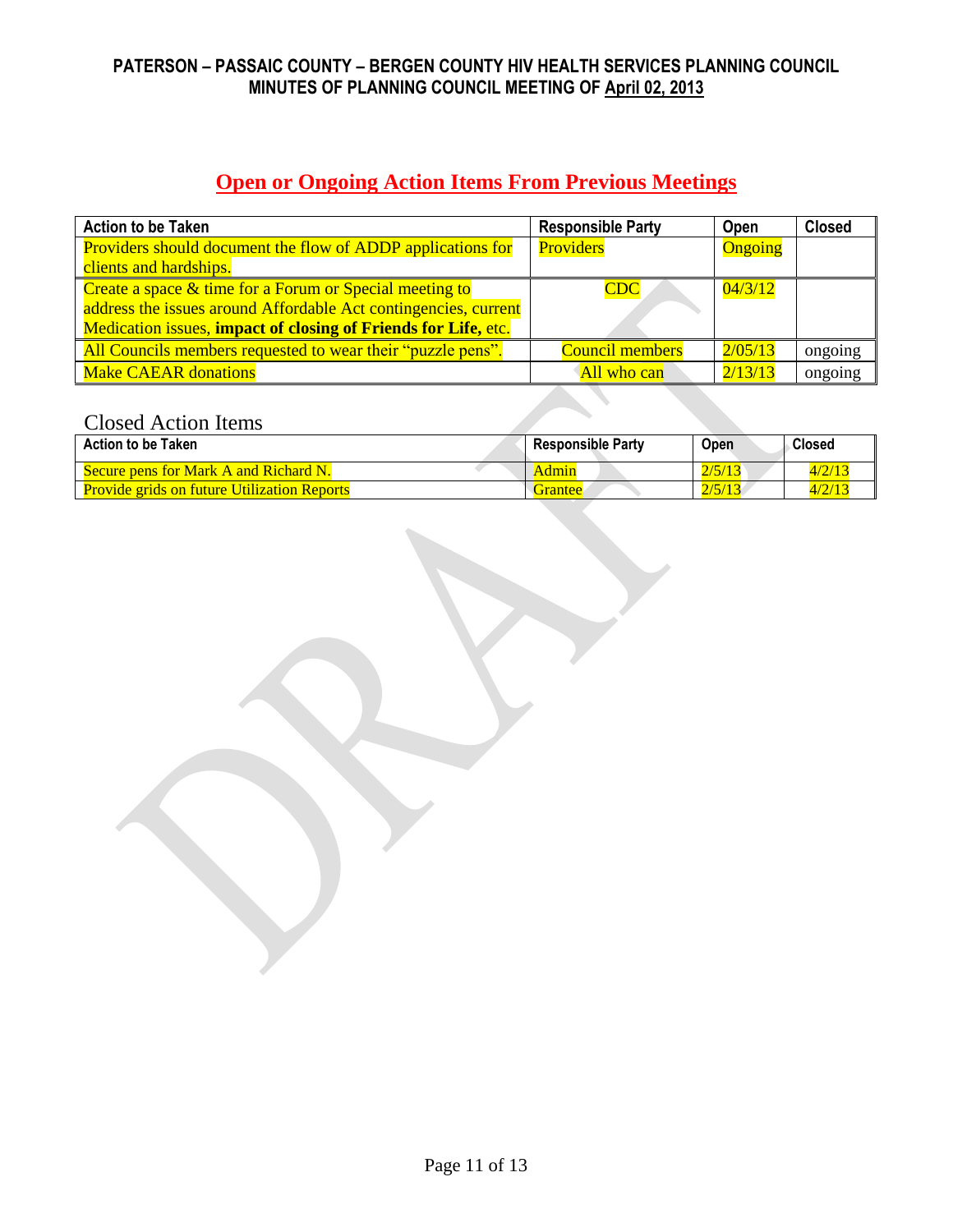## Open or Ongoing Action Items From Previous Meetings

| Action to be Taken | Responsible Party | Open | Closed |
|---|---|---|---|
| Providers should document the flow of ADDP applications for clients and hardships. | Providers | Ongoing | |
| Create a space & time for a Forum or Special meeting to address the issues around Affordable Act contingencies, current Medication issues, **impact of closing of Friends for Life,** etc. | CDC | 04/3/12 | |
| All Councils members requested to wear their "puzzle pens". | Council members | 2/05/13 | ongoing |
| Make CAEAR donations | All who can | 2/13/13 | ongoing |

Closed Action Items

| Action to be Taken | Responsible Party | Open | Closed |
|---|---|---|---|
| Secure pens for Mark A and Richard N. | Admin | 2/5/13 | 4/2/13 |
| Provide grids on future Utilization Reports | Grantee | 2/5/13 | 4/2/13 |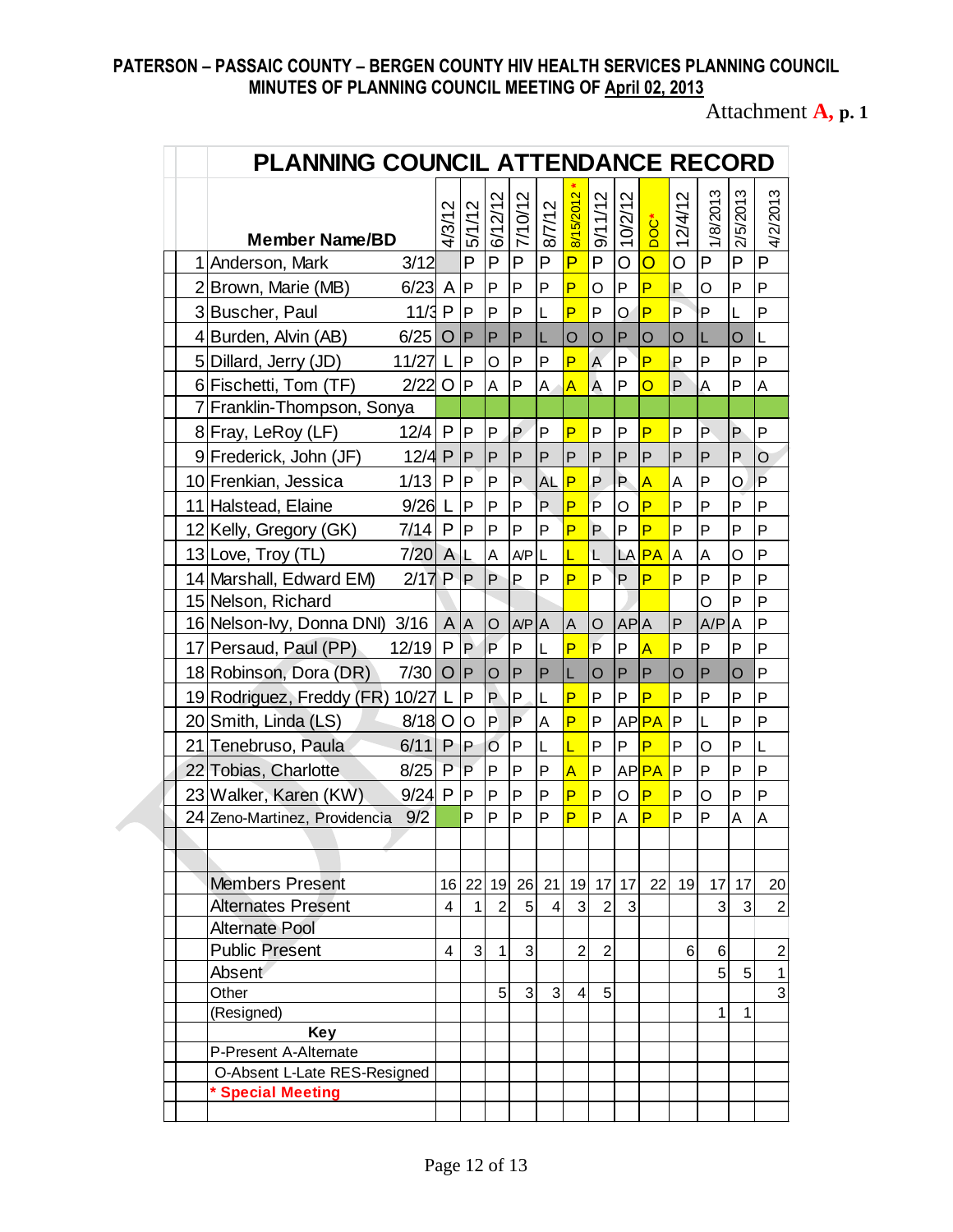**PATERSON – PASSAIC COUNTY – BERGEN COUNTY HIV HEALTH SERVICES PLANNING COUNCIL**
**MINUTES OF PLANNING COUNCIL MEETING OF April 02, 2013**

Attachment **A, p. 1**

## PLANNING COUNCIL ATTENDANCE RECORD

| | Member Name/BD | | 4/3/12 | 5/1/12 | 6/12/12 | 7/10/12 | 8/7/12 | 8/15/2012 * | 9/11/12 | 10/2/12 | DOC* | 12/4/12 | 1/8/2013 | 2/5/2013 | 4/2/2013 |
|---|---|---|---|---|---|---|---|---|---|---|---|---|---|---|---|
| 1 | Anderson, Mark | 3/12 | | P | P | P | P | P | P | O | O | O | P | P | P |
| 2 | Brown, Marie (MB) | 6/23 | A | P | P | P | P | P | O | P | P | P | O | P | P |
| 3 | Buscher, Paul | 11/3 | P | P | P | P | L | P | P | O | P | P | P | L | P |
| 4 | Burden, Alvin (AB) | 6/25 | O | P | P | P | L | O | O | P | O | O | L | O | L |
| 5 | Dillard, Jerry (JD) | 11/27 | L | P | O | P | P | P | A | P | P | P | P | P | P |
| 6 | Fischetti, Tom (TF) | 2/22 | O | P | A | P | A | A | A | P | O | P | A | P | A |
| 7 | Franklin-Thompson, Sonya | | | | | | | | | | | | | | |
| 8 | Fray, LeRoy (LF) | 12/4 | P | P | P | P | P | P | P | P | P | P | P | P | P |
| 9 | Frederick, John (JF) | 12/4 | P | P | P | P | P | P | P | P | P | P | P | P | O |
| 10 | Frenkian, Jessica | 1/13 | P | P | P | P | AL | P | P | P | A | A | P | O | P |
| 11 | Halstead, Elaine | 9/26 | L | P | P | P | P | P | P | O | P | P | P | P | P |
| 12 | Kelly, Gregory (GK) | 7/14 | P | P | P | P | P | P | P | P | P | P | P | P | P |
| 13 | Love, Troy (TL) | 7/20 | A | L | A | A/P | L | L | L | LA | PA | A | A | O | P |
| 14 | Marshall, Edward EM) | 2/17 | P | P | P | P | P | P | P | P | P | P | P | P | P |
| 15 | Nelson, Richard | | | | | | | | | | | | O | P | P |
| 16 | Nelson-Ivy, Donna DNI) | 3/16 | A | A | O | A/P | A | A | O | AP | A | P | A/P | A | P |
| 17 | Persaud, Paul (PP) | 12/19 | P | P | P | P | L | P | P | P | A | P | P | P | P |
| 18 | Robinson, Dora (DR) | 7/30 | O | P | O | P | P | L | O | P | P | O | P | O | P |
| 19 | Rodriguez, Freddy (FR) | 10/27 | L | P | P | P | L | P | P | P | P | P | P | P | P |
| 20 | Smith, Linda (LS) | 8/18 | O | O | P | P | A | P | P | AP | PA | P | L | P | P |
| 21 | Tenebruso, Paula | 6/11 | P | P | O | P | L | L | P | P | P | P | O | P | L |
| 22 | Tobias, Charlotte | 8/25 | P | P | P | P | P | A | P | AP | PA | P | P | P | P |
| 23 | Walker, Karen (KW) | 9/24 | P | P | P | P | P | P | P | O | P | P | O | P | P |
| 24 | Zeno-Martinez, Providencia | 9/2 | | P | P | P | P | P | P | A | P | P | P | A | A |
| | | | | | | | | | | | | | | | |
| | Members Present | | 16 | 22 | 19 | 26 | 21 | 19 | 17 | 17 | 22 | 19 | 17 | 17 | 20 |
| | Alternates Present | | 4 | 1 | 2 | 5 | 4 | 3 | 2 | 3 | | | 3 | 3 | 2 |
| | Alternate Pool | | | | | | | | | | | | | | |
| | Public Present | | 4 | 3 | 1 | 3 | | 2 | 2 | | | 6 | 6 | | 2 |
| | Absent | | | | | | | | | | | | 5 | 5 | 1 |
| | Other | | | | 5 | 3 | 3 | 4 | 5 | | | | | | 3 |
| | (Resigned) | | | | | | | | | | | | 1 | 1 | |
| | **Key** | | | | | | | | | | | | | | |
| | P-Present A-Alternate | | | | | | | | | | | | | | |
| | O-Absent L-Late RES-Resigned | | | | | | | | | | | | | | |
| | * **Special Meeting** | | | | | | | | | | | | | | |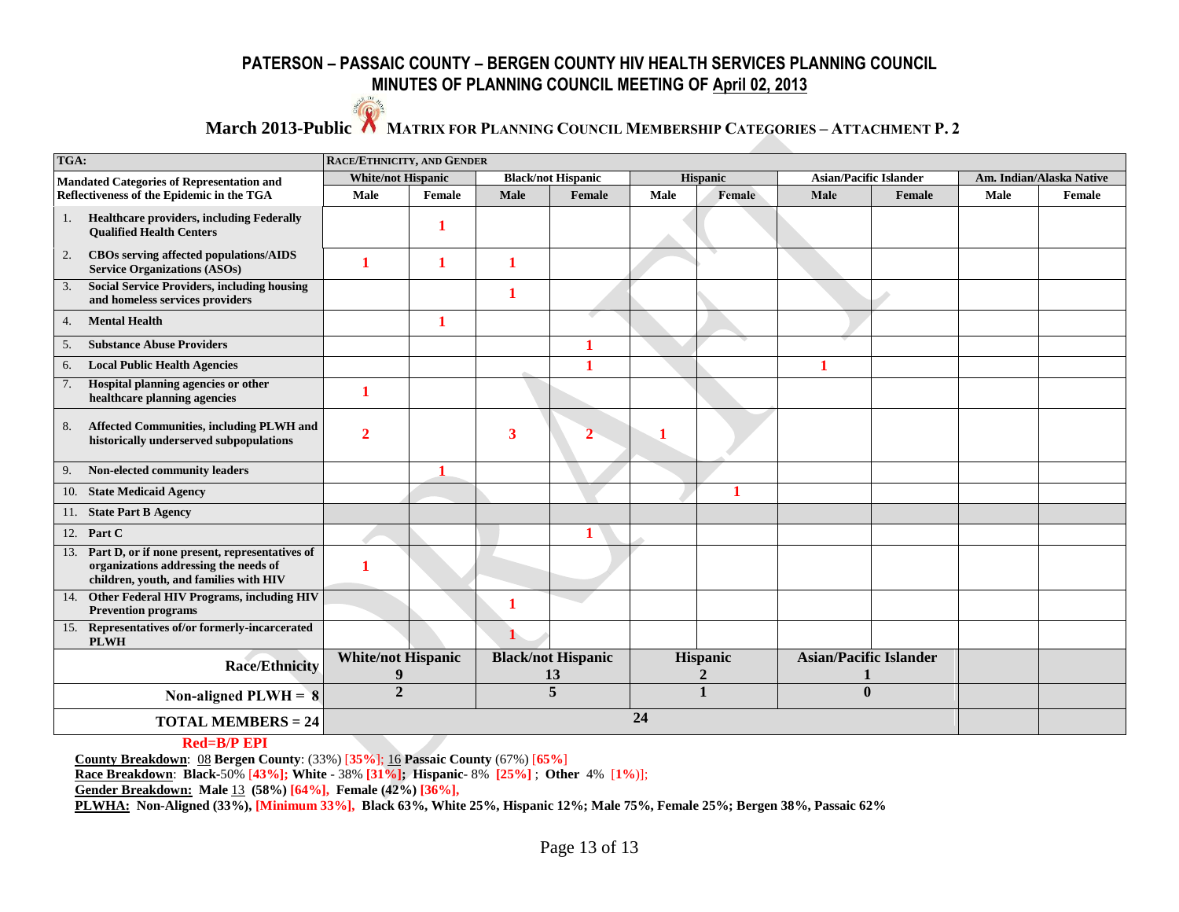# PATERSON – PASSAIC COUNTY – BERGEN COUNTY HIV HEALTH SERVICES PLANNING COUNCIL
## MINUTES OF PLANNING COUNCIL MEETING OF April 02, 2013

### March 2013-Public MATRIX FOR PLANNING COUNCIL MEMBERSHIP CATEGORIES – ATTACHMENT P. 2

| TGA: | RACE/ETHNICITY, AND GENDER | | | | | | | | | |
|---|---|---|---|---|---|---|---|---|---|---|
| Mandated Categories of Representation and Reflectiveness of the Epidemic in the TGA | White/not Hispanic | | Black/not Hispanic | | Hispanic | | Asian/Pacific Islander | | Am. Indian/Alaska Native | |
| | Male | Female | Male | Female | Male | Female | Male | Female | Male | Female |
| 1. Healthcare providers, including Federally Qualified Health Centers | | 1 | | | | | | | | |
| 2. CBOs serving affected populations/AIDS Service Organizations (ASOs) | 1 | 1 | 1 | | | | | | | |
| 3. Social Service Providers, including housing and homeless services providers | | | 1 | | | | | | | |
| 4. Mental Health | | 1 | | | | | | | | |
| 5. Substance Abuse Providers | | | | 1 | | | | | | |
| 6. Local Public Health Agencies | | | | 1 | | | 1 | | | |
| 7. Hospital planning agencies or other healthcare planning agencies | 1 | | | | | | | | | |
| 8. Affected Communities, including PLWH and historically underserved subpopulations | 2 | | 3 | 2 | 1 | | | | | |
| 9. Non-elected community leaders | | 1 | | | | | | | | |
| 10. State Medicaid Agency | | | | | | 1 | | | | |
| 11. State Part B Agency | | | | | | | | | | |
| 12. Part C | | | | 1 | | | | | | |
| 13. Part D, or if none present, representatives of organizations addressing the needs of children, youth, and families with HIV | 1 | | | | | | | | | |
| 14. Other Federal HIV Programs, including HIV Prevention programs | | | 1 | | | | | | | |
| 15. Representatives of/or formerly-incarcerated PLWH | | | 1 | | | | | | | |
| Race/Ethnicity | White/not Hispanic 9 | | Black/not Hispanic 13 | | Hispanic 2 | | Asian/Pacific Islander 1 | | | |
| Non-aligned PLWH = 8 | 2 | | 5 | | 1 | | 0 | | | |
| TOTAL MEMBERS = 24 | 24 | | | | | | | | | |

**Red=B/P EPI**

**County Breakdown**: 08 **Bergen County**: (33%) [35%]; 16 **Passaic County** (67%) [65%]

**Race Breakdown**: **Black**-50% [43%]; **White** - 38% [31%]; **Hispanic**- 8% [25%] ; **Other** 4% [1%)];

**Gender Breakdown: Male** 13 **(58%) [64%], Female (42%) [36%],**

**PLWHA: Non-Aligned (33%), [Minimum 33%], Black 63%, White 25%, Hispanic 12%; Male 75%, Female 25%; Bergen 38%, Passaic 62%**